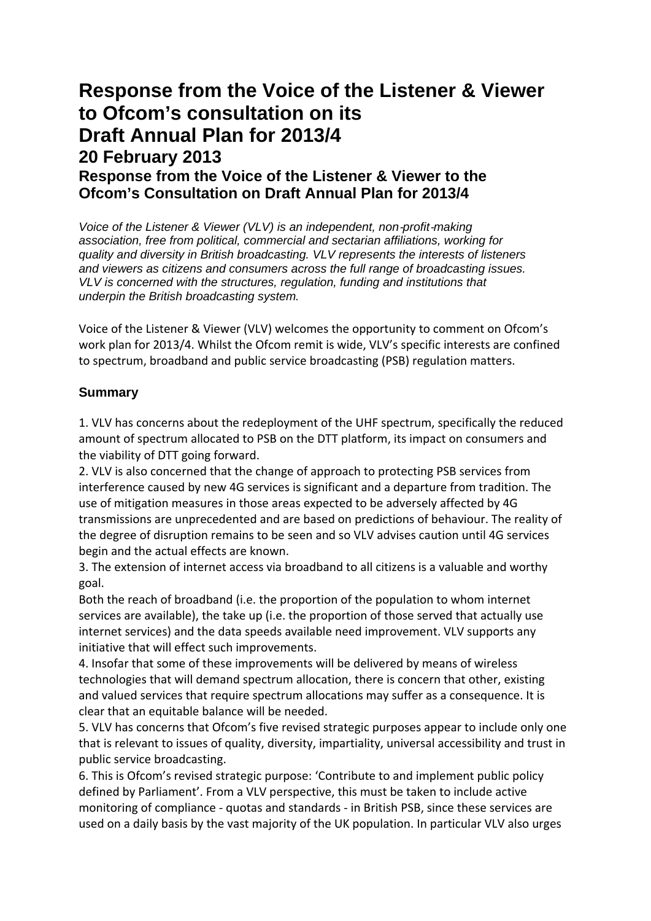# Response from the Voice of the Listener & Viewer to Ofcom's consultation on its Draft Annual Plan for 2013/4

## 20 February 2013

### Response from the Voice of the Listener & Viewer to the Ofcom's Consultation on Draft Annual Plan for 2013/4

*Voice of the Listener & Viewer (VLV) is an independent, non-profit-making association, free from political, commercial and sectarian affiliations, working for quality and diversity in British broadcasting. VLV represents the interests of listeners and viewers as citizens and consumers across the full range of broadcasting issues. VLV is concerned with the structures, regulation, funding and institutions that underpin the British broadcasting system.*

Voice of the Listener & Viewer (VLV) welcomes the opportunity to comment on Ofcom's work plan for 2013/4. Whilst the Ofcom remit is wide, VLV's specific interests are confined to spectrum, broadband and public service broadcasting (PSB) regulation matters.

### Summary

1. VLV has concerns about the redeployment of the UHF spectrum, specifically the reduced amount of spectrum allocated to PSB on the DTT platform, its impact on consumers and the viability of DTT going forward.
2. VLV is also concerned that the change of approach to protecting PSB services from interference caused by new 4G services is significant and a departure from tradition. The use of mitigation measures in those areas expected to be adversely affected by 4G transmissions are unprecedented and are based on predictions of behaviour. The reality of the degree of disruption remains to be seen and so VLV advises caution until 4G services begin and the actual effects are known.
3. The extension of internet access via broadband to all citizens is a valuable and worthy goal.
Both the reach of broadband (i.e. the proportion of the population to whom internet services are available), the take up (i.e. the proportion of those served that actually use internet services) and the data speeds available need improvement. VLV supports any initiative that will effect such improvements.
4. Insofar that some of these improvements will be delivered by means of wireless technologies that will demand spectrum allocation, there is concern that other, existing and valued services that require spectrum allocations may suffer as a consequence. It is clear that an equitable balance will be needed.
5. VLV has concerns that Ofcom's five revised strategic purposes appear to include only one that is relevant to issues of quality, diversity, impartiality, universal accessibility and trust in public service broadcasting.
6. This is Ofcom's revised strategic purpose: 'Contribute to and implement public policy defined by Parliament'. From a VLV perspective, this must be taken to include active monitoring of compliance - quotas and standards - in British PSB, since these services are used on a daily basis by the vast majority of the UK population. In particular VLV also urges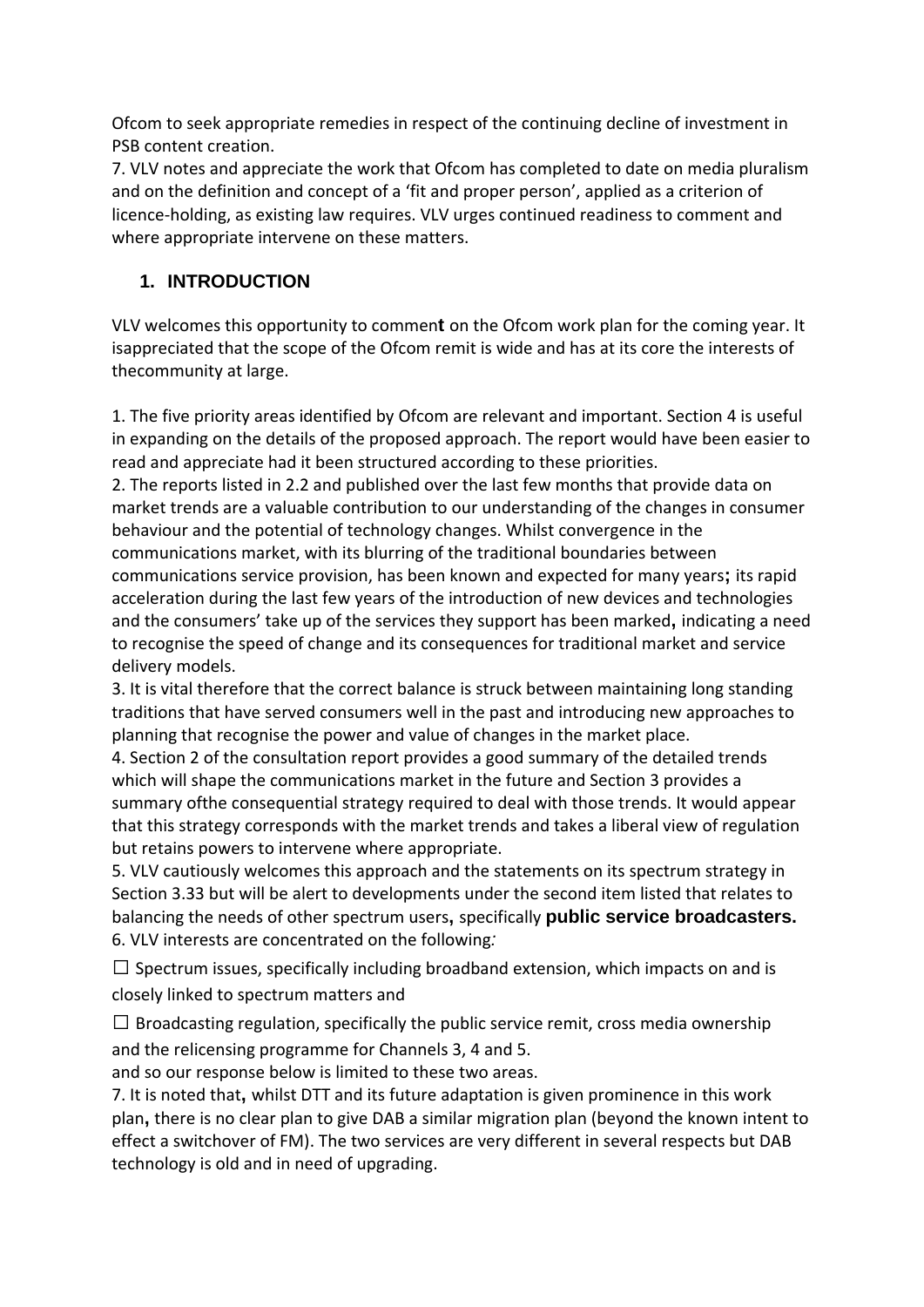Ofcom to seek appropriate remedies in respect of the continuing decline of investment in PSB content creation.

7. VLV notes and appreciate the work that Ofcom has completed to date on media pluralism and on the definition and concept of a 'fit and proper person', applied as a criterion of licence-holding, as existing law requires. VLV urges continued readiness to comment and where appropriate intervene on these matters.

## 1. INTRODUCTION

VLV welcomes this opportunity to comment on the Ofcom work plan for the coming year. It isappreciated that the scope of the Ofcom remit is wide and has at its core the interests of thecommunity at large.

1. The five priority areas identified by Ofcom are relevant and important. Section 4 is useful in expanding on the details of the proposed approach. The report would have been easier to read and appreciate had it been structured according to these priorities.
2. The reports listed in 2.2 and published over the last few months that provide data on market trends are a valuable contribution to our understanding of the changes in consumer behaviour and the potential of technology changes. Whilst convergence in the communications market, with its blurring of the traditional boundaries between communications service provision, has been known and expected for many years; its rapid acceleration during the last few years of the introduction of new devices and technologies and the consumers' take up of the services they support has been marked, indicating a need to recognise the speed of change and its consequences for traditional market and service delivery models.
3. It is vital therefore that the correct balance is struck between maintaining long standing traditions that have served consumers well in the past and introducing new approaches to planning that recognise the power and value of changes in the market place.
4. Section 2 of the consultation report provides a good summary of the detailed trends which will shape the communications market in the future and Section 3 provides a summary ofthe consequential strategy required to deal with those trends. It would appear that this strategy corresponds with the market trends and takes a liberal view of regulation but retains powers to intervene where appropriate.
5. VLV cautiously welcomes this approach and the statements on its spectrum strategy in Section 3.33 but will be alert to developments under the second item listed that relates to balancing the needs of other spectrum users, specifically **public service broadcasters.**
6. VLV interests are concentrated on the following:

☐ Spectrum issues, specifically including broadband extension, which impacts on and is closely linked to spectrum matters and

☐ Broadcasting regulation, specifically the public service remit, cross media ownership and the relicensing programme for Channels 3, 4 and 5.

and so our response below is limited to these two areas.

7. It is noted that, whilst DTT and its future adaptation is given prominence in this work plan, there is no clear plan to give DAB a similar migration plan (beyond the known intent to effect a switchover of FM). The two services are very different in several respects but DAB technology is old and in need of upgrading.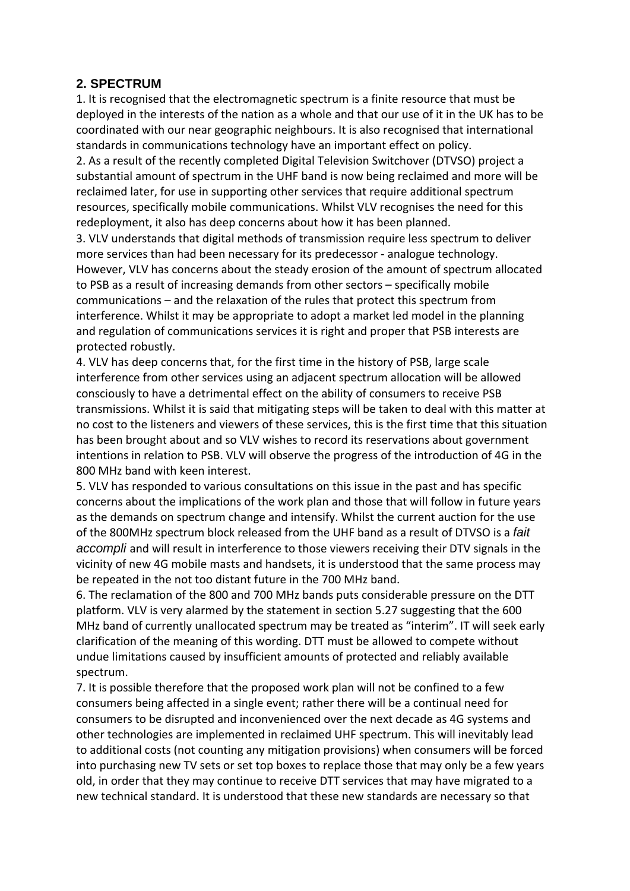## 2. SPECTRUM

1. It is recognised that the electromagnetic spectrum is a finite resource that must be deployed in the interests of the nation as a whole and that our use of it in the UK has to be coordinated with our near geographic neighbours. It is also recognised that international standards in communications technology have an important effect on policy.

2. As a result of the recently completed Digital Television Switchover (DTVSO) project a substantial amount of spectrum in the UHF band is now being reclaimed and more will be reclaimed later, for use in supporting other services that require additional spectrum resources, specifically mobile communications. Whilst VLV recognises the need for this redeployment, it also has deep concerns about how it has been planned.

3. VLV understands that digital methods of transmission require less spectrum to deliver more services than had been necessary for its predecessor - analogue technology. However, VLV has concerns about the steady erosion of the amount of spectrum allocated to PSB as a result of increasing demands from other sectors – specifically mobile communications – and the relaxation of the rules that protect this spectrum from interference. Whilst it may be appropriate to adopt a market led model in the planning and regulation of communications services it is right and proper that PSB interests are protected robustly.

4. VLV has deep concerns that, for the first time in the history of PSB, large scale interference from other services using an adjacent spectrum allocation will be allowed consciously to have a detrimental effect on the ability of consumers to receive PSB transmissions. Whilst it is said that mitigating steps will be taken to deal with this matter at no cost to the listeners and viewers of these services, this is the first time that this situation has been brought about and so VLV wishes to record its reservations about government intentions in relation to PSB. VLV will observe the progress of the introduction of 4G in the 800 MHz band with keen interest.

5. VLV has responded to various consultations on this issue in the past and has specific concerns about the implications of the work plan and those that will follow in future years as the demands on spectrum change and intensify. Whilst the current auction for the use of the 800MHz spectrum block released from the UHF band as a result of DTVSO is a *fait accompli* and will result in interference to those viewers receiving their DTV signals in the vicinity of new 4G mobile masts and handsets, it is understood that the same process may be repeated in the not too distant future in the 700 MHz band.

6. The reclamation of the 800 and 700 MHz bands puts considerable pressure on the DTT platform. VLV is very alarmed by the statement in section 5.27 suggesting that the 600 MHz band of currently unallocated spectrum may be treated as "interim". IT will seek early clarification of the meaning of this wording. DTT must be allowed to compete without undue limitations caused by insufficient amounts of protected and reliably available spectrum.

7. It is possible therefore that the proposed work plan will not be confined to a few consumers being affected in a single event; rather there will be a continual need for consumers to be disrupted and inconvenienced over the next decade as 4G systems and other technologies are implemented in reclaimed UHF spectrum. This will inevitably lead to additional costs (not counting any mitigation provisions) when consumers will be forced into purchasing new TV sets or set top boxes to replace those that may only be a few years old, in order that they may continue to receive DTT services that may have migrated to a new technical standard. It is understood that these new standards are necessary so that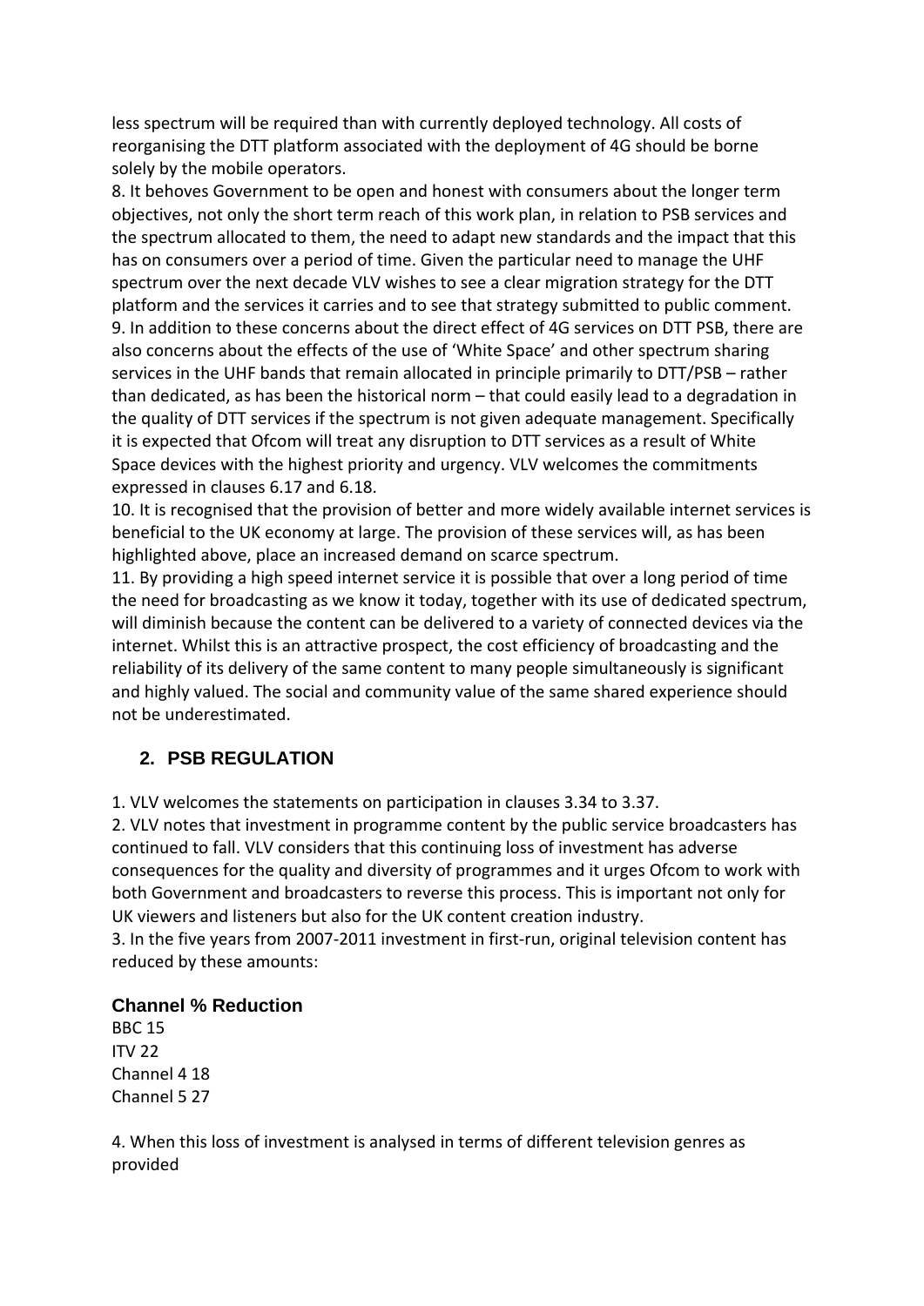less spectrum will be required than with currently deployed technology. All costs of reorganising the DTT platform associated with the deployment of 4G should be borne solely by the mobile operators.

8. It behoves Government to be open and honest with consumers about the longer term objectives, not only the short term reach of this work plan, in relation to PSB services and the spectrum allocated to them, the need to adapt new standards and the impact that this has on consumers over a period of time. Given the particular need to manage the UHF spectrum over the next decade VLV wishes to see a clear migration strategy for the DTT platform and the services it carries and to see that strategy submitted to public comment.

9. In addition to these concerns about the direct effect of 4G services on DTT PSB, there are also concerns about the effects of the use of 'White Space' and other spectrum sharing services in the UHF bands that remain allocated in principle primarily to DTT/PSB – rather than dedicated, as has been the historical norm – that could easily lead to a degradation in the quality of DTT services if the spectrum is not given adequate management. Specifically it is expected that Ofcom will treat any disruption to DTT services as a result of White Space devices with the highest priority and urgency. VLV welcomes the commitments expressed in clauses 6.17 and 6.18.

10. It is recognised that the provision of better and more widely available internet services is beneficial to the UK economy at large. The provision of these services will, as has been highlighted above, place an increased demand on scarce spectrum.

11. By providing a high speed internet service it is possible that over a long period of time the need for broadcasting as we know it today, together with its use of dedicated spectrum, will diminish because the content can be delivered to a variety of connected devices via the internet. Whilst this is an attractive prospect, the cost efficiency of broadcasting and the reliability of its delivery of the same content to many people simultaneously is significant and highly valued. The social and community value of the same shared experience should not be underestimated.

## 2. PSB REGULATION

1. VLV welcomes the statements on participation in clauses 3.34 to 3.37.

2. VLV notes that investment in programme content by the public service broadcasters has continued to fall. VLV considers that this continuing loss of investment has adverse consequences for the quality and diversity of programmes and it urges Ofcom to work with both Government and broadcasters to reverse this process. This is important not only for UK viewers and listeners but also for the UK content creation industry.

3. In the five years from 2007-2011 investment in first-run, original television content has reduced by these amounts:

| Channel | % Reduction |
|---|---|
| BBC | 15 |
| ITV | 22 |
| Channel 4 | 18 |
| Channel 5 | 27 |

4. When this loss of investment is analysed in terms of different television genres as provided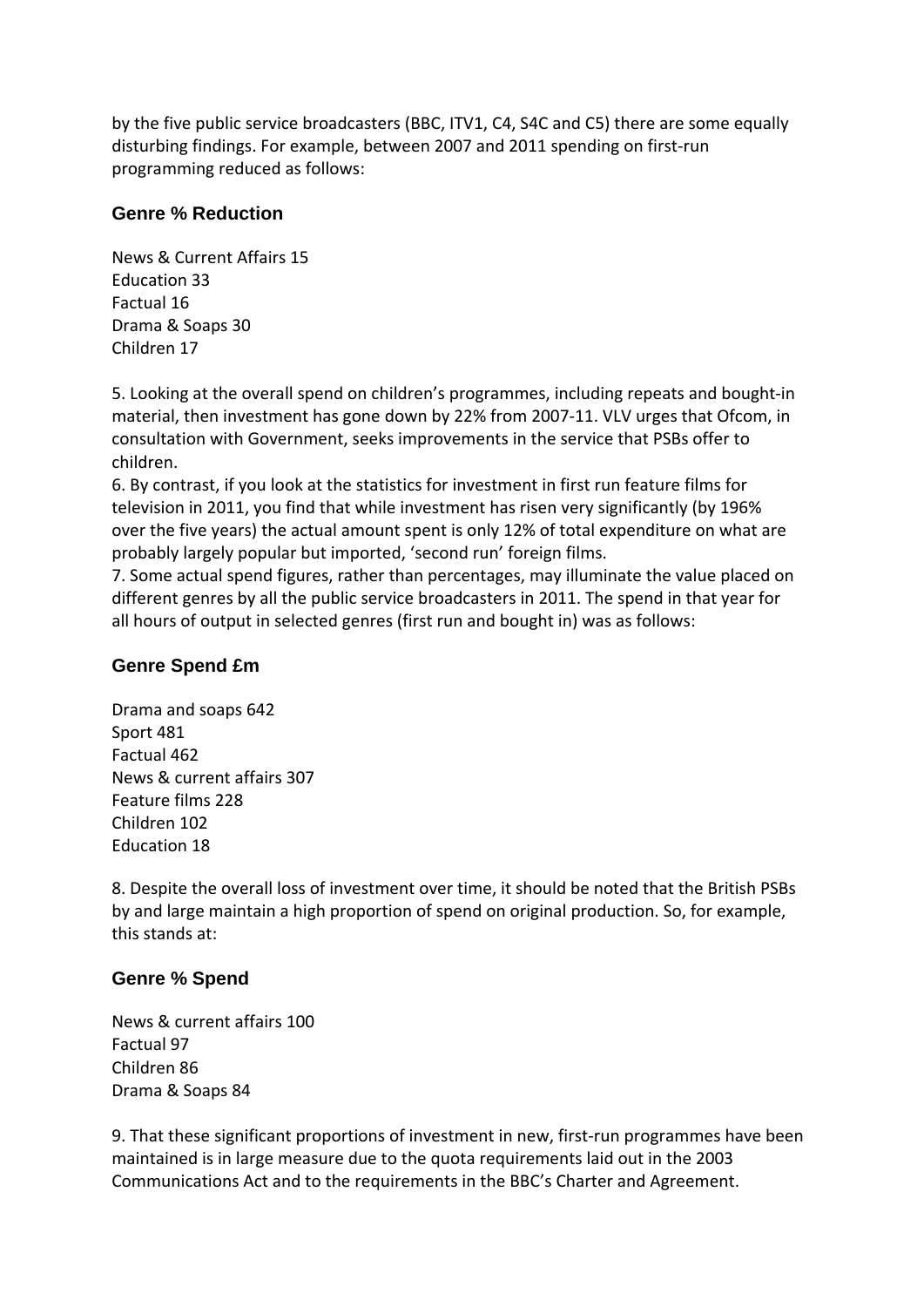by the five public service broadcasters (BBC, ITV1, C4, S4C and C5) there are some equally disturbing findings. For example, between 2007 and 2011 spending on first-run programming reduced as follows:

| Genre | % Reduction |
| --- | --- |
| News & Current Affairs | 15 |
| Education | 33 |
| Factual | 16 |
| Drama & Soaps | 30 |
| Children | 17 |

5. Looking at the overall spend on children's programmes, including repeats and bought-in material, then investment has gone down by 22% from 2007-11. VLV urges that Ofcom, in consultation with Government, seeks improvements in the service that PSBs offer to children.

6. By contrast, if you look at the statistics for investment in first run feature films for television in 2011, you find that while investment has risen very significantly (by 196% over the five years) the actual amount spent is only 12% of total expenditure on what are probably largely popular but imported, 'second run' foreign films.

7. Some actual spend figures, rather than percentages, may illuminate the value placed on different genres by all the public service broadcasters in 2011. The spend in that year for all hours of output in selected genres (first run and bought in) was as follows:

| Genre | Spend £m |
| --- | --- |
| Drama and soaps | 642 |
| Sport | 481 |
| Factual | 462 |
| News & current affairs | 307 |
| Feature films | 228 |
| Children | 102 |
| Education | 18 |

8. Despite the overall loss of investment over time, it should be noted that the British PSBs by and large maintain a high proportion of spend on original production. So, for example, this stands at:

| Genre | % Spend |
| --- | --- |
| News & current affairs | 100 |
| Factual | 97 |
| Children | 86 |
| Drama & Soaps | 84 |

9. That these significant proportions of investment in new, first-run programmes have been maintained is in large measure due to the quota requirements laid out in the 2003 Communications Act and to the requirements in the BBC's Charter and Agreement.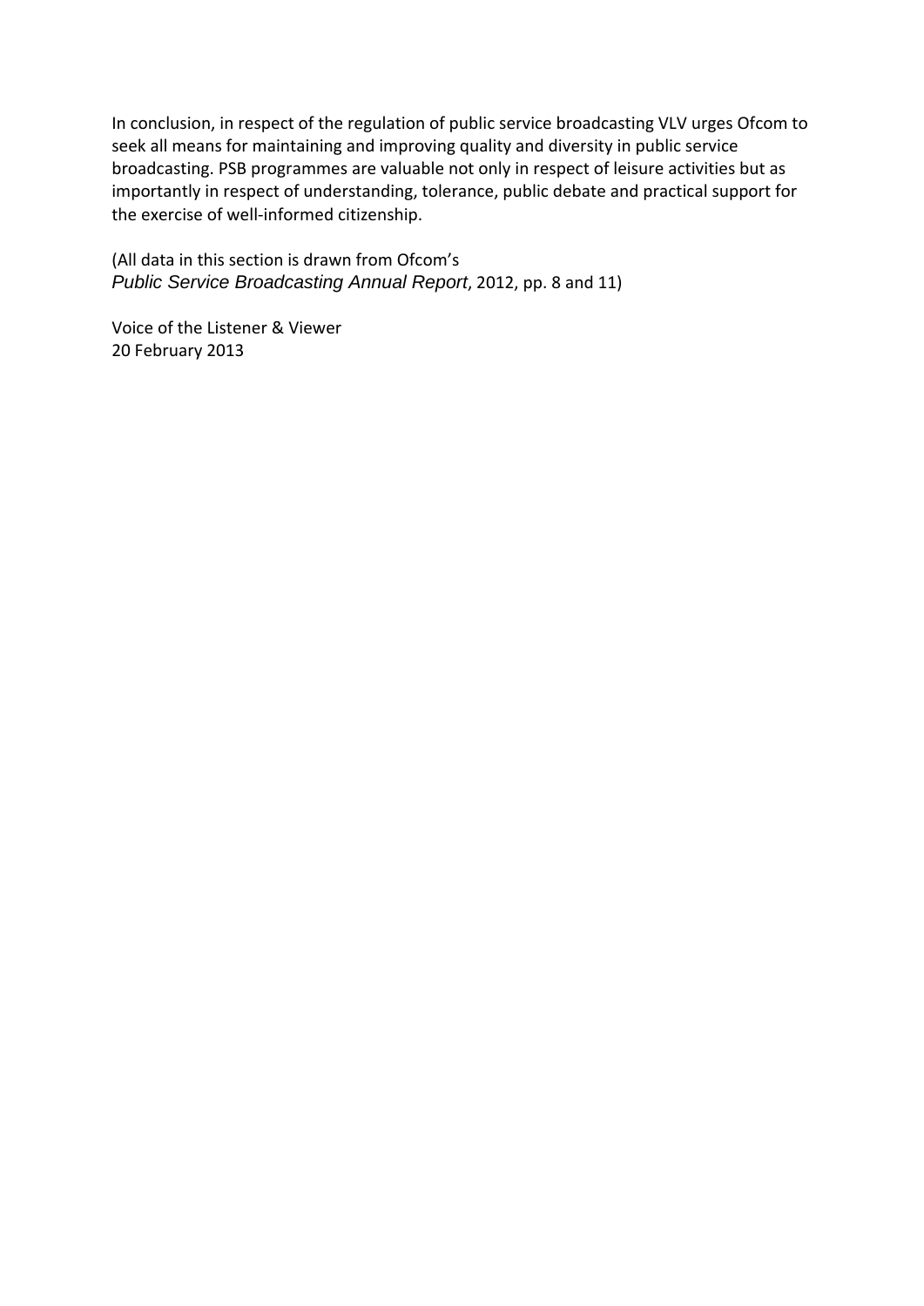In conclusion, in respect of the regulation of public service broadcasting VLV urges Ofcom to seek all means for maintaining and improving quality and diversity in public service broadcasting. PSB programmes are valuable not only in respect of leisure activities but as importantly in respect of understanding, tolerance, public debate and practical support for the exercise of well-informed citizenship.

(All data in this section is drawn from Ofcom's *Public Service Broadcasting Annual Report*, 2012, pp. 8 and 11)

Voice of the Listener & Viewer
20 February 2013